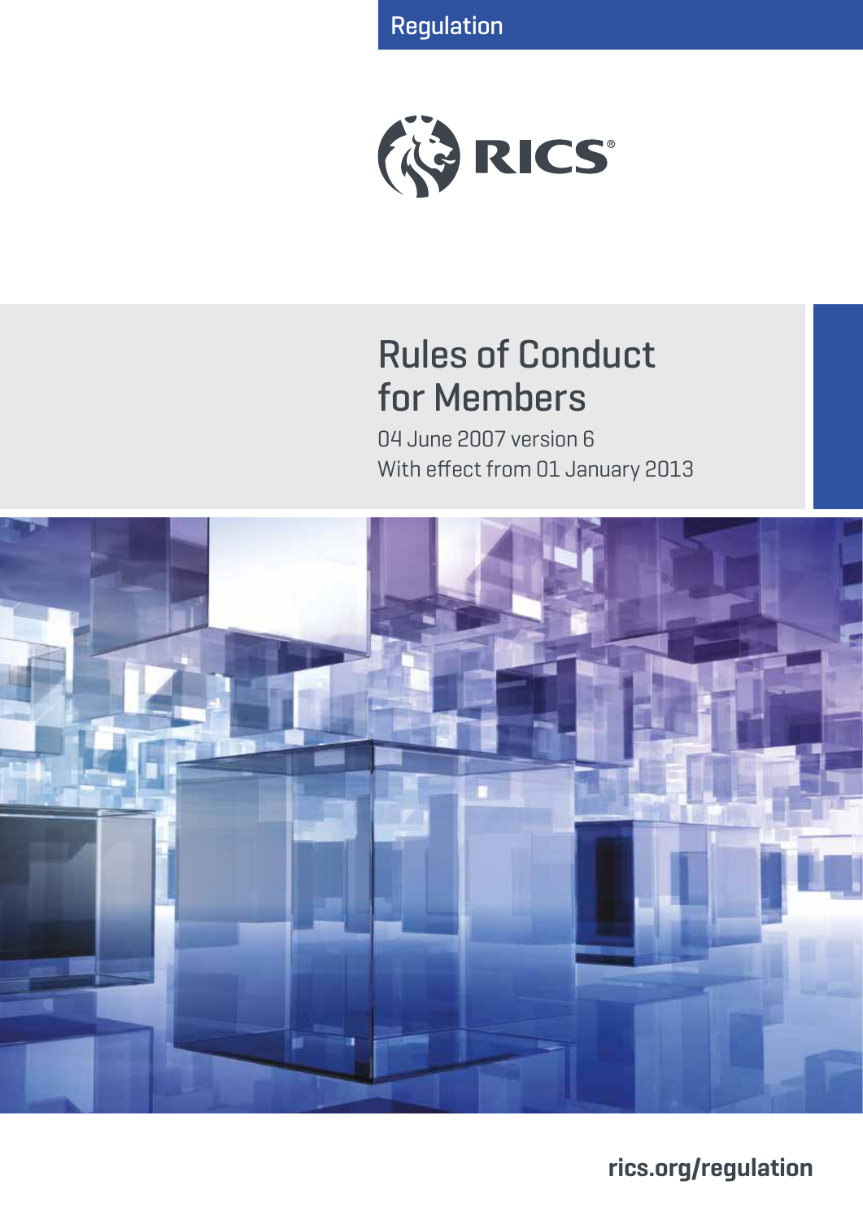Regulation

RICS

# Rules of Conduct for Members

04 June 2007 version 6

With effect from 01 January 2013

rics.org/regulation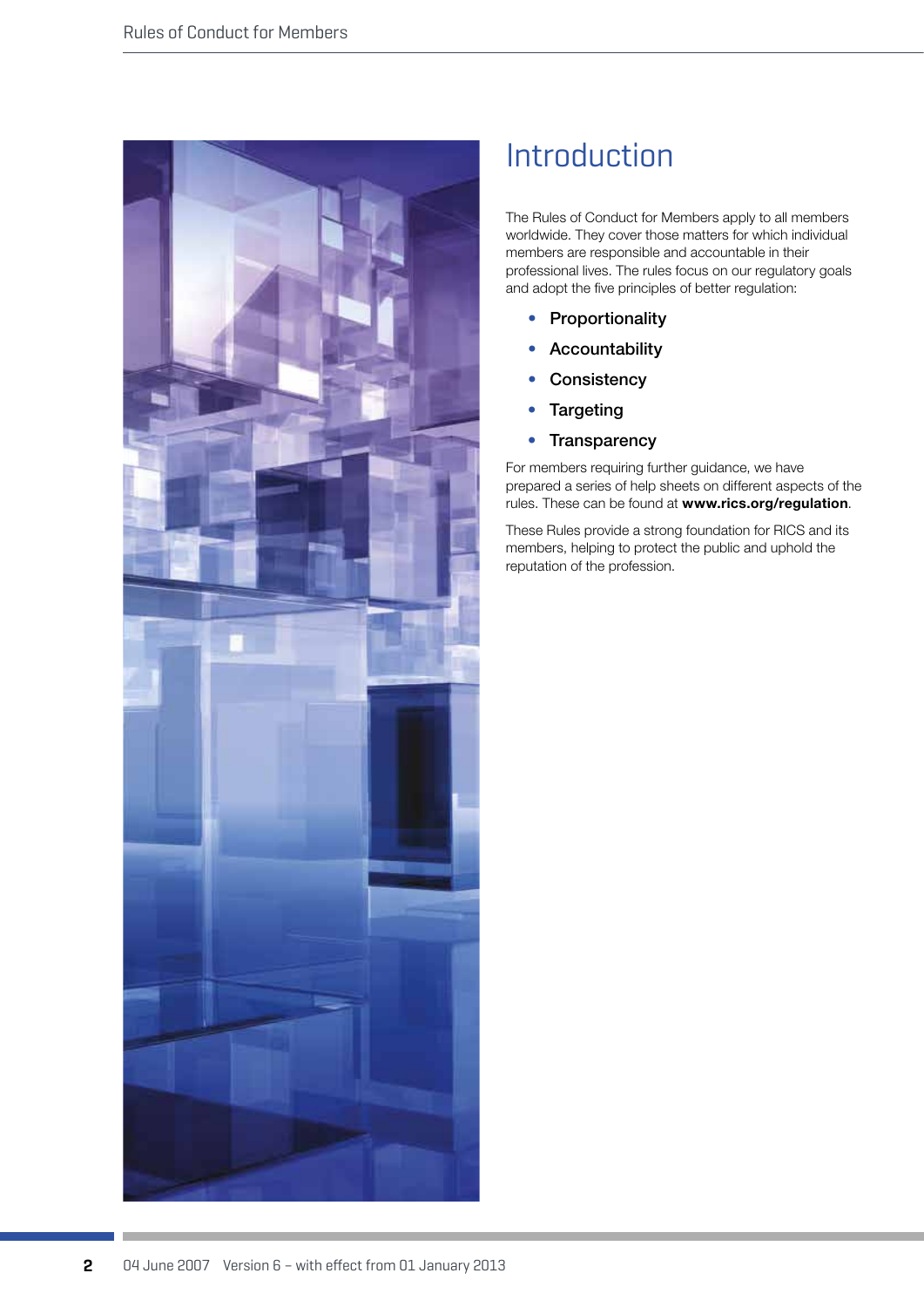# Introduction

The Rules of Conduct for Members apply to all members worldwide. They cover those matters for which individual members are responsible and accountable in their professional lives. The rules focus on our regulatory goals and adopt the five principles of better regulation:

- Proportionality
- Accountability
- Consistency
- Targeting
- Transparency

For members requiring further guidance, we have prepared a series of help sheets on different aspects of the rules. These can be found at **www.rics.org/regulation**.

These Rules provide a strong foundation for RICS and its members, helping to protect the public and uphold the reputation of the profession.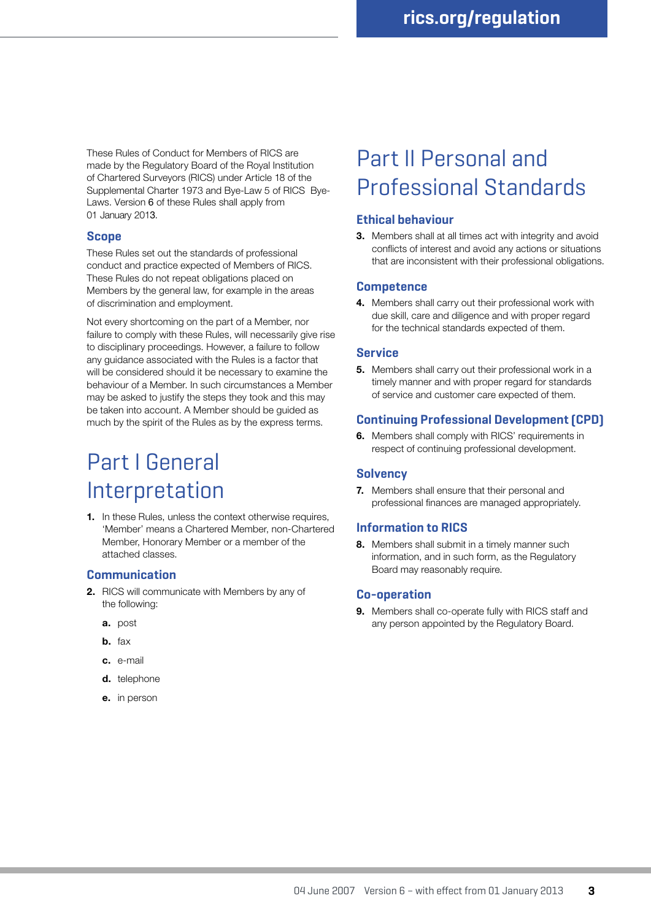These Rules of Conduct for Members of RICS are made by the Regulatory Board of the Royal Institution of Chartered Surveyors (RICS) under Article 18 of the Supplemental Charter 1973 and Bye-Law 5 of RICS Bye-Laws. Version 6 of these Rules shall apply from 01 January 2013.

### Scope

These Rules set out the standards of professional conduct and practice expected of Members of RICS. These Rules do not repeat obligations placed on Members by the general law, for example in the areas of discrimination and employment.

Not every shortcoming on the part of a Member, nor failure to comply with these Rules, will necessarily give rise to disciplinary proceedings. However, a failure to follow any guidance associated with the Rules is a factor that will be considered should it be necessary to examine the behaviour of a Member. In such circumstances a Member may be asked to justify the steps they took and this may be taken into account. A Member should be guided as much by the spirit of the Rules as by the express terms.

## Part I General Interpretation

**1.** In these Rules, unless the context otherwise requires, 'Member' means a Chartered Member, non-Chartered Member, Honorary Member or a member of the attached classes.

### Communication

**2.** RICS will communicate with Members by any of the following:

- **a.** post
- **b.** fax
- **c.** e-mail
- **d.** telephone
- **e.** in person

## Part II Personal and Professional Standards

### Ethical behaviour

**3.** Members shall at all times act with integrity and avoid conflicts of interest and avoid any actions or situations that are inconsistent with their professional obligations.

### Competence

**4.** Members shall carry out their professional work with due skill, care and diligence and with proper regard for the technical standards expected of them.

### Service

**5.** Members shall carry out their professional work in a timely manner and with proper regard for standards of service and customer care expected of them.

### Continuing Professional Development (CPD)

**6.** Members shall comply with RICS' requirements in respect of continuing professional development.

### Solvency

**7.** Members shall ensure that their personal and professional finances are managed appropriately.

### Information to RICS

**8.** Members shall submit in a timely manner such information, and in such form, as the Regulatory Board may reasonably require.

### Co-operation

**9.** Members shall co-operate fully with RICS staff and any person appointed by the Regulatory Board.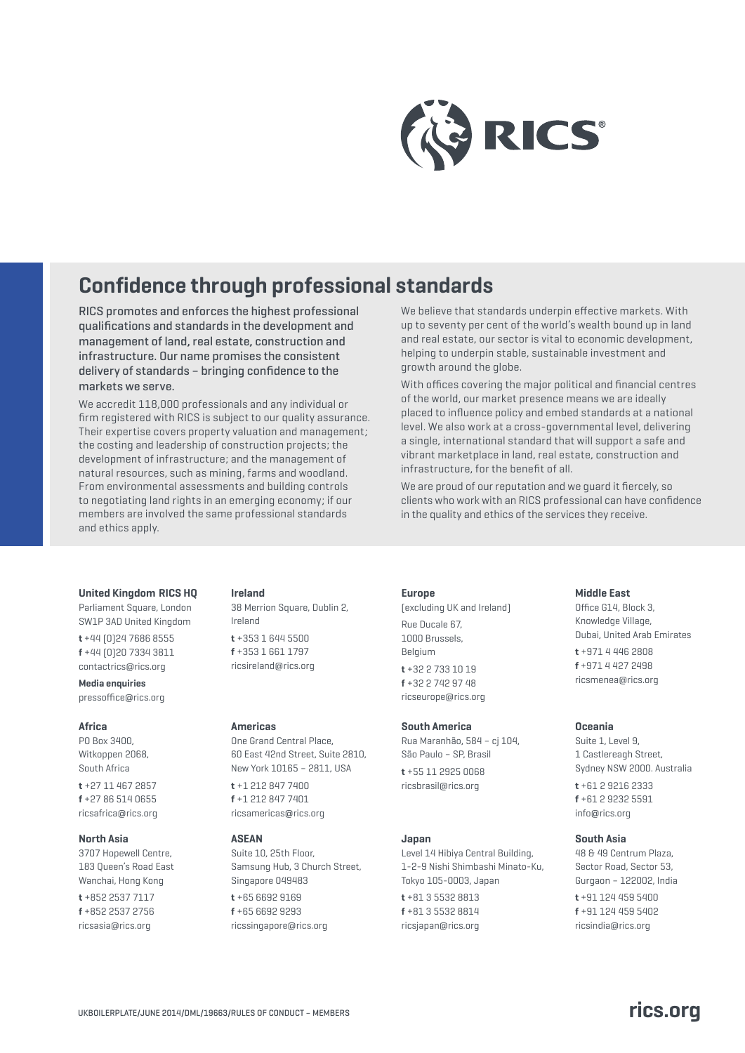RICS

## Confidence through professional standards

RICS promotes and enforces the highest professional qualifications and standards in the development and management of land, real estate, construction and infrastructure. Our name promises the consistent delivery of standards – bringing confidence to the markets we serve.

We accredit 118,000 professionals and any individual or firm registered with RICS is subject to our quality assurance. Their expertise covers property valuation and management; the costing and leadership of construction projects; the development of infrastructure; and the management of natural resources, such as mining, farms and woodland. From environmental assessments and building controls to negotiating land rights in an emerging economy; if our members are involved the same professional standards and ethics apply.

We believe that standards underpin effective markets. With up to seventy per cent of the world's wealth bound up in land and real estate, our sector is vital to economic development, helping to underpin stable, sustainable investment and growth around the globe.

With offices covering the major political and financial centres of the world, our market presence means we are ideally placed to influence policy and embed standards at a national level. We also work at a cross-governmental level, delivering a single, international standard that will support a safe and vibrant marketplace in land, real estate, construction and infrastructure, for the benefit of all.

We are proud of our reputation and we guard it fiercely, so clients who work with an RICS professional can have confidence in the quality and ethics of the services they receive.

**United Kingdom RICS HQ**
Parliament Square, London
SW1P 3AD United Kingdom
**t** +44 (0)24 7686 8555
**f** +44 (0)20 7334 3811
contactrics@rics.org

**Media enquiries**
pressoffice@rics.org

**Ireland**
38 Merrion Square, Dublin 2,
Ireland
**t** +353 1 644 5500
**f** +353 1 661 1797
ricsireland@rics.org

**Europe**
(excluding UK and Ireland)
Rue Ducale 67,
1000 Brussels,
Belgium
**t** +32 2 733 10 19
**f** +32 2 742 97 48
ricseurope@rics.org

**Middle East**
Office G14, Block 3,
Knowledge Village,
Dubai, United Arab Emirates
**t** +971 4 446 2808
**f** +971 4 427 2498
ricsmenea@rics.org

**Africa**
PO Box 3400,
Witkoppen 2068,
South Africa
**t** +27 11 467 2857
**f** +27 86 514 0655
ricsafrica@rics.org

**Americas**
One Grand Central Place,
60 East 42nd Street, Suite 2810,
New York 10165 – 2811, USA
**t** +1 212 847 7400
**f** +1 212 847 7401
ricsamericas@rics.org

**South America**
Rua Maranhão, 584 – cj 104,
São Paulo – SP, Brasil
**t** +55 11 2925 0068
ricsbrasil@rics.org

**Oceania**
Suite 1, Level 9,
1 Castlereagh Street,
Sydney NSW 2000. Australia
**t** +61 2 9216 2333
**f** +61 2 9232 5591
info@rics.org

**North Asia**
3707 Hopewell Centre,
183 Queen's Road East
Wanchai, Hong Kong
**t** +852 2537 7117
**f** +852 2537 2756
ricsasia@rics.org

**ASEAN**
Suite 10, 25th Floor,
Samsung Hub, 3 Church Street,
Singapore 049483
**t** +65 6692 9169
**f** +65 6692 9293
ricssingapore@rics.org

**Japan**
Level 14 Hibiya Central Building,
1-2-9 Nishi Shimbashi Minato-Ku,
Tokyo 105-0003, Japan
**t** +81 3 5532 8813
**f** +81 3 5532 8814
ricsjapan@rics.org

**South Asia**
48 & 49 Centrum Plaza,
Sector Road, Sector 53,
Gurgaon – 122002, India
**t** +91 124 459 5400
**f** +91 124 459 5402
ricsindia@rics.org

UKBOILERPLATE/JUNE 2014/DML/19663/RULES OF CONDUCT – MEMBERS

**rics.org**